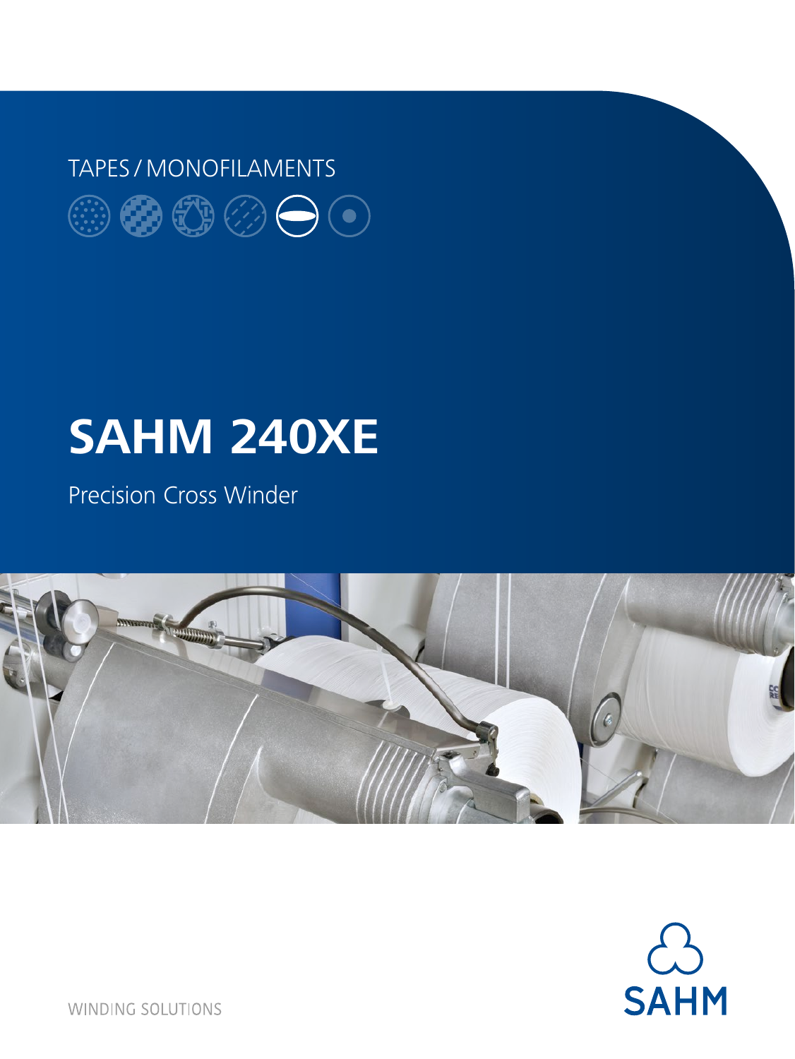TAPES / MONOFILAMENTS

# SAHM 240XE

Precision Cross Winder

SAHM

WINDING SOLUTIONS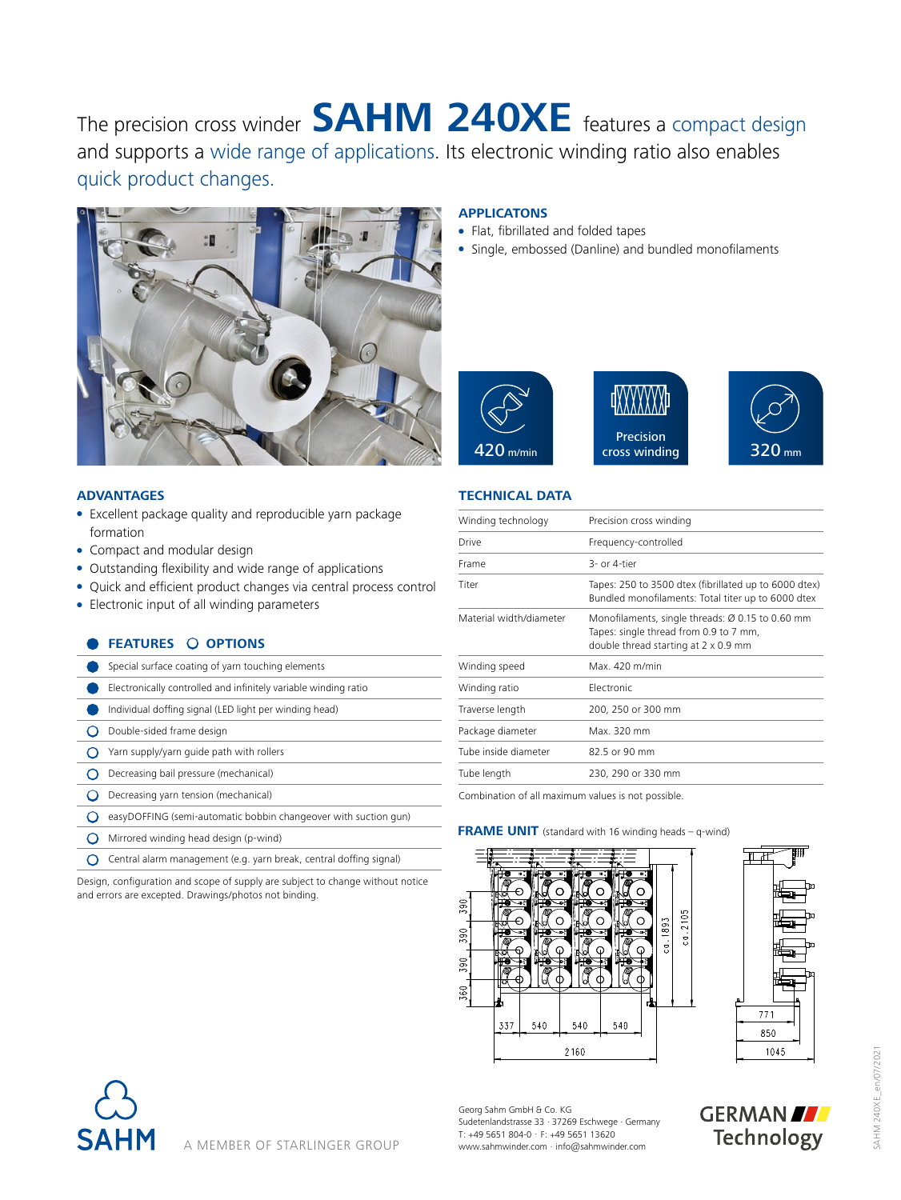The precision cross winder **SAHM 240XE** features a compact design and supports a wide range of applications. Its electronic winding ratio also enables quick product changes.

## APPLICATONS

- Flat, fibrillated and folded tapes
- Single, embossed (Danline) and bundled monofilaments

420 m/min

Precision cross winding

320 mm

## ADVANTAGES

- Excellent package quality and reproducible yarn package formation
- Compact and modular design
- Outstanding flexibility and wide range of applications
- Quick and efficient product changes via central process control
- Electronic input of all winding parameters

## ● FEATURES ○ OPTIONS

| | |
|---|---|
| ● | Special surface coating of yarn touching elements |
| ● | Electronically controlled and infinitely variable winding ratio |
| ● | Individual doffing signal (LED light per winding head) |
| ○ | Double-sided frame design |
| ○ | Yarn supply/yarn guide path with rollers |
| ○ | Decreasing bail pressure (mechanical) |
| ○ | Decreasing yarn tension (mechanical) |
| ○ | easyDOFFING (semi-automatic bobbin changeover with suction gun) |
| ○ | Mirrored winding head design (p-wind) |
| ○ | Central alarm management (e.g. yarn break, central doffing signal) |

Design, configuration and scope of supply are subject to change without notice and errors are excepted. Drawings/photos not binding.

## TECHNICAL DATA

| | |
|---|---|
| Winding technology | Precision cross winding |
| Drive | Frequency-controlled |
| Frame | 3- or 4-tier |
| Titer | Tapes: 250 to 3500 dtex (fibrillated up to 6000 dtex)<br>Bundled monofilaments: Total titer up to 6000 dtex |
| Material width/diameter | Monofilaments, single threads: Ø 0.15 to 0.60 mm<br>Tapes: single thread from 0.9 to 7 mm,<br>double thread starting at 2 x 0.9 mm |
| Winding speed | Max. 420 m/min |
| Winding ratio | Electronic |
| Traverse length | 200, 250 or 300 mm |
| Package diameter | Max. 320 mm |
| Tube inside diameter | 82.5 or 90 mm |
| Tube length | 230, 290 or 330 mm |

Combination of all maximum values is not possible.

## FRAME UNIT (standard with 16 winding heads – q-wind)

390
390
390
360
337
540
540
540
2160
ca. 1893
ca. 2105
771
850
1045

SAHM

A MEMBER OF STARLINGER GROUP

Georg Sahm GmbH & Co. KG
Sudetenlandstrasse 33 · 37269 Eschwege · Germany
T: +49 5651 804-0 · F: +49 5651 13620
www.sahmwinder.com · info@sahmwinder.com

GERMAN Technology

SAHM 240XE_en/07/2021